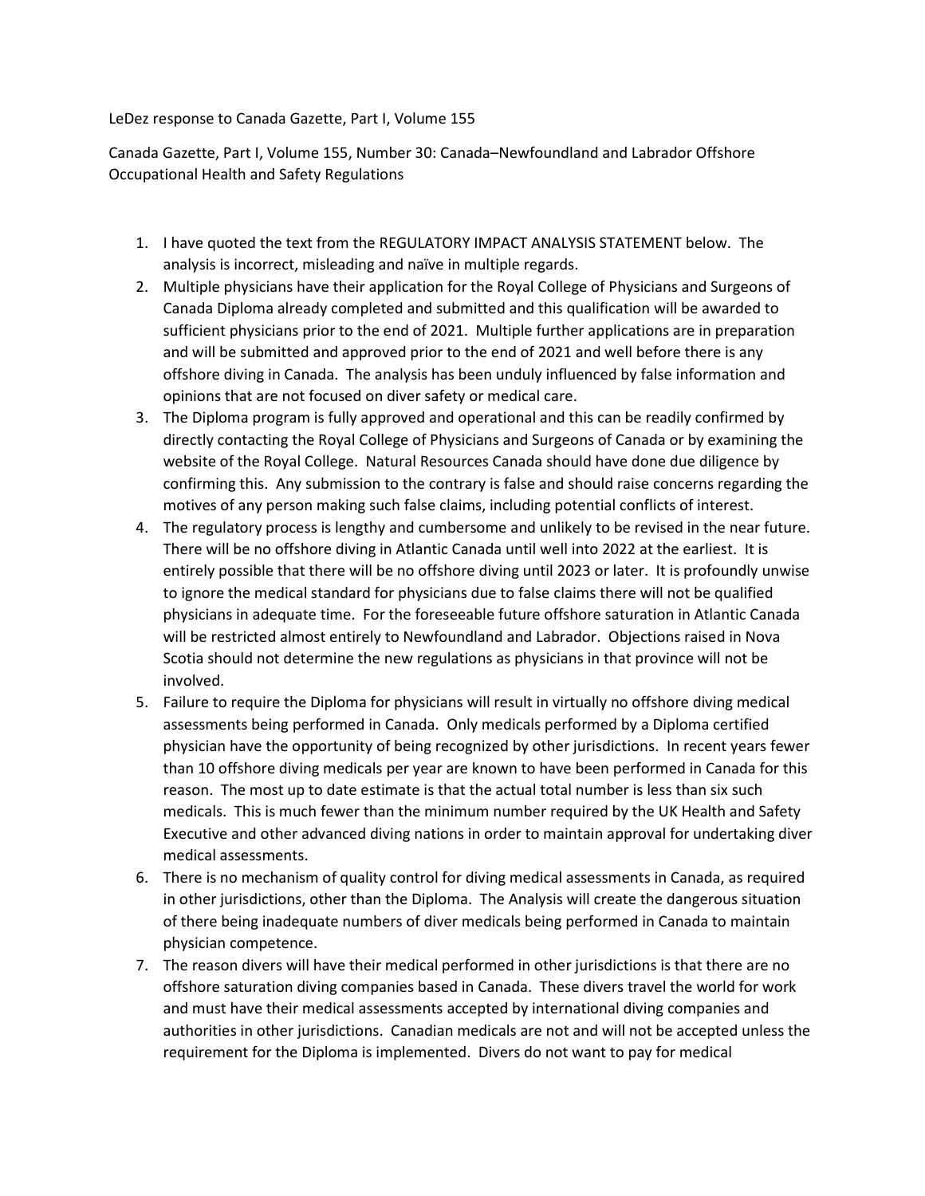LeDez response to Canada Gazette, Part I, Volume 155

Canada Gazette, Part I, Volume 155, Number 30: Canada–Newfoundland and Labrador Offshore Occupational Health and Safety Regulations

1. I have quoted the text from the REGULATORY IMPACT ANALYSIS STATEMENT below. The analysis is incorrect, misleading and naïve in multiple regards.
2. Multiple physicians have their application for the Royal College of Physicians and Surgeons of Canada Diploma already completed and submitted and this qualification will be awarded to sufficient physicians prior to the end of 2021. Multiple further applications are in preparation and will be submitted and approved prior to the end of 2021 and well before there is any offshore diving in Canada. The analysis has been unduly influenced by false information and opinions that are not focused on diver safety or medical care.
3. The Diploma program is fully approved and operational and this can be readily confirmed by directly contacting the Royal College of Physicians and Surgeons of Canada or by examining the website of the Royal College. Natural Resources Canada should have done due diligence by confirming this. Any submission to the contrary is false and should raise concerns regarding the motives of any person making such false claims, including potential conflicts of interest.
4. The regulatory process is lengthy and cumbersome and unlikely to be revised in the near future. There will be no offshore diving in Atlantic Canada until well into 2022 at the earliest. It is entirely possible that there will be no offshore diving until 2023 or later. It is profoundly unwise to ignore the medical standard for physicians due to false claims there will not be qualified physicians in adequate time. For the foreseeable future offshore saturation in Atlantic Canada will be restricted almost entirely to Newfoundland and Labrador. Objections raised in Nova Scotia should not determine the new regulations as physicians in that province will not be involved.
5. Failure to require the Diploma for physicians will result in virtually no offshore diving medical assessments being performed in Canada. Only medicals performed by a Diploma certified physician have the opportunity of being recognized by other jurisdictions. In recent years fewer than 10 offshore diving medicals per year are known to have been performed in Canada for this reason. The most up to date estimate is that the actual total number is less than six such medicals. This is much fewer than the minimum number required by the UK Health and Safety Executive and other advanced diving nations in order to maintain approval for undertaking diver medical assessments.
6. There is no mechanism of quality control for diving medical assessments in Canada, as required in other jurisdictions, other than the Diploma. The Analysis will create the dangerous situation of there being inadequate numbers of diver medicals being performed in Canada to maintain physician competence.
7. The reason divers will have their medical performed in other jurisdictions is that there are no offshore saturation diving companies based in Canada. These divers travel the world for work and must have their medical assessments accepted by international diving companies and authorities in other jurisdictions. Canadian medicals are not and will not be accepted unless the requirement for the Diploma is implemented. Divers do not want to pay for medical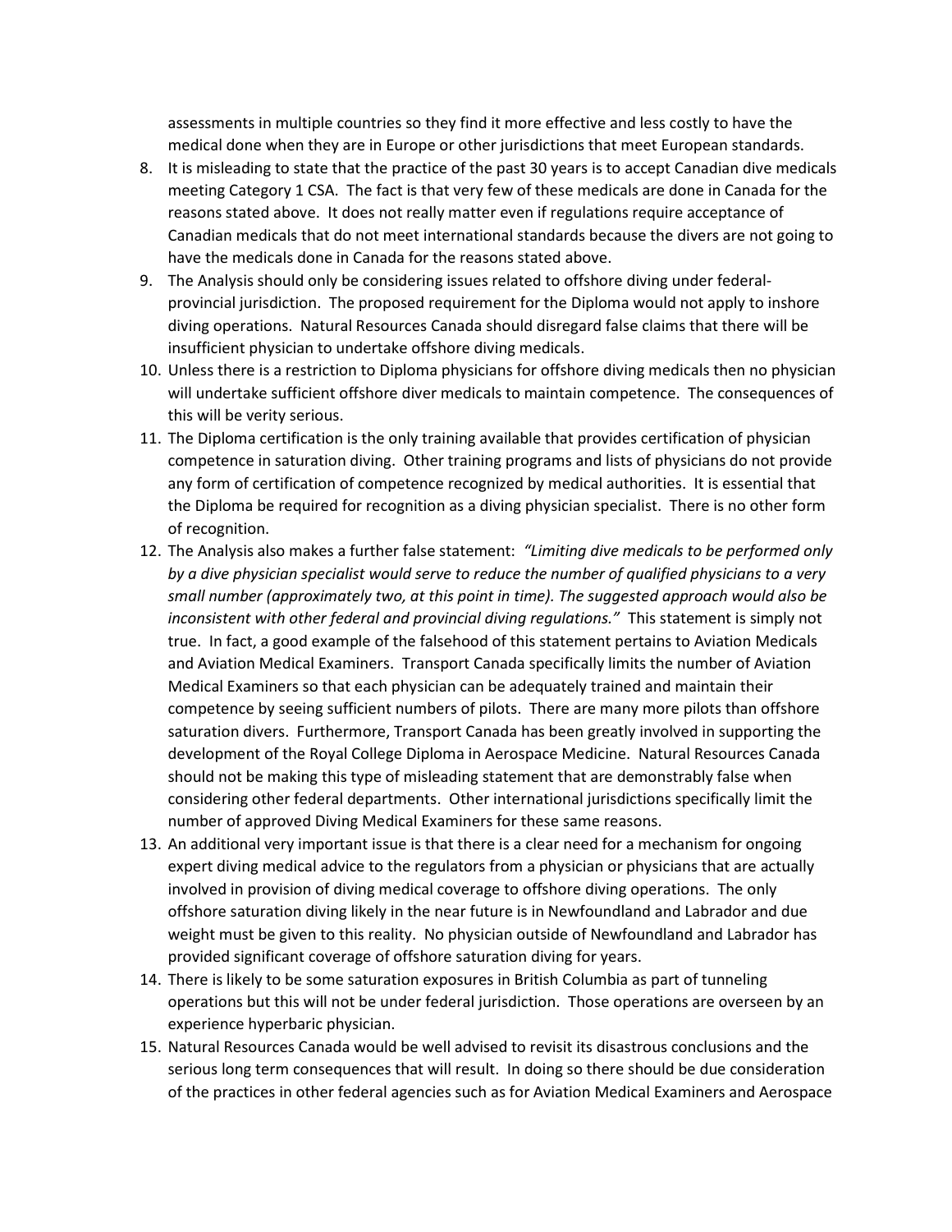assessments in multiple countries so they find it more effective and less costly to have the medical done when they are in Europe or other jurisdictions that meet European standards.

8. It is misleading to state that the practice of the past 30 years is to accept Canadian dive medicals meeting Category 1 CSA. The fact is that very few of these medicals are done in Canada for the reasons stated above. It does not really matter even if regulations require acceptance of Canadian medicals that do not meet international standards because the divers are not going to have the medicals done in Canada for the reasons stated above.
9. The Analysis should only be considering issues related to offshore diving under federal-provincial jurisdiction. The proposed requirement for the Diploma would not apply to inshore diving operations. Natural Resources Canada should disregard false claims that there will be insufficient physician to undertake offshore diving medicals.
10. Unless there is a restriction to Diploma physicians for offshore diving medicals then no physician will undertake sufficient offshore diver medicals to maintain competence. The consequences of this will be verity serious.
11. The Diploma certification is the only training available that provides certification of physician competence in saturation diving. Other training programs and lists of physicians do not provide any form of certification of competence recognized by medical authorities. It is essential that the Diploma be required for recognition as a diving physician specialist. There is no other form of recognition.
12. The Analysis also makes a further false statement: *"Limiting dive medicals to be performed only by a dive physician specialist would serve to reduce the number of qualified physicians to a very small number (approximately two, at this point in time). The suggested approach would also be inconsistent with other federal and provincial diving regulations."* This statement is simply not true. In fact, a good example of the falsehood of this statement pertains to Aviation Medicals and Aviation Medical Examiners. Transport Canada specifically limits the number of Aviation Medical Examiners so that each physician can be adequately trained and maintain their competence by seeing sufficient numbers of pilots. There are many more pilots than offshore saturation divers. Furthermore, Transport Canada has been greatly involved in supporting the development of the Royal College Diploma in Aerospace Medicine. Natural Resources Canada should not be making this type of misleading statement that are demonstrably false when considering other federal departments. Other international jurisdictions specifically limit the number of approved Diving Medical Examiners for these same reasons.
13. An additional very important issue is that there is a clear need for a mechanism for ongoing expert diving medical advice to the regulators from a physician or physicians that are actually involved in provision of diving medical coverage to offshore diving operations. The only offshore saturation diving likely in the near future is in Newfoundland and Labrador and due weight must be given to this reality. No physician outside of Newfoundland and Labrador has provided significant coverage of offshore saturation diving for years.
14. There is likely to be some saturation exposures in British Columbia as part of tunneling operations but this will not be under federal jurisdiction. Those operations are overseen by an experience hyperbaric physician.
15. Natural Resources Canada would be well advised to revisit its disastrous conclusions and the serious long term consequences that will result. In doing so there should be due consideration of the practices in other federal agencies such as for Aviation Medical Examiners and Aerospace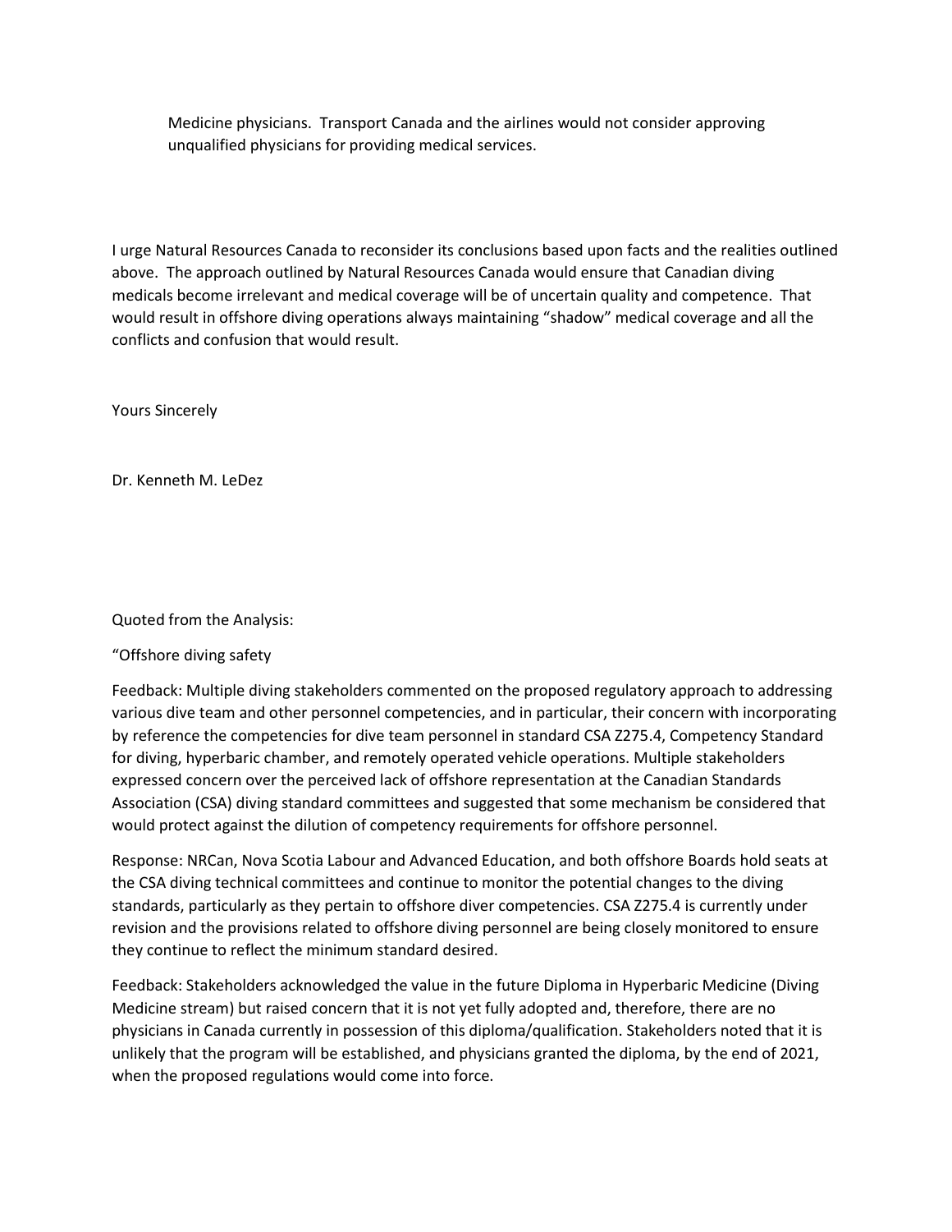Medicine physicians. Transport Canada and the airlines would not consider approving unqualified physicians for providing medical services.

I urge Natural Resources Canada to reconsider its conclusions based upon facts and the realities outlined above. The approach outlined by Natural Resources Canada would ensure that Canadian diving medicals become irrelevant and medical coverage will be of uncertain quality and competence. That would result in offshore diving operations always maintaining "shadow" medical coverage and all the conflicts and confusion that would result.

Yours Sincerely

Dr. Kenneth M. LeDez

Quoted from the Analysis:

"Offshore diving safety

Feedback: Multiple diving stakeholders commented on the proposed regulatory approach to addressing various dive team and other personnel competencies, and in particular, their concern with incorporating by reference the competencies for dive team personnel in standard CSA Z275.4, Competency Standard for diving, hyperbaric chamber, and remotely operated vehicle operations. Multiple stakeholders expressed concern over the perceived lack of offshore representation at the Canadian Standards Association (CSA) diving standard committees and suggested that some mechanism be considered that would protect against the dilution of competency requirements for offshore personnel.

Response: NRCan, Nova Scotia Labour and Advanced Education, and both offshore Boards hold seats at the CSA diving technical committees and continue to monitor the potential changes to the diving standards, particularly as they pertain to offshore diver competencies. CSA Z275.4 is currently under revision and the provisions related to offshore diving personnel are being closely monitored to ensure they continue to reflect the minimum standard desired.

Feedback: Stakeholders acknowledged the value in the future Diploma in Hyperbaric Medicine (Diving Medicine stream) but raised concern that it is not yet fully adopted and, therefore, there are no physicians in Canada currently in possession of this diploma/qualification. Stakeholders noted that it is unlikely that the program will be established, and physicians granted the diploma, by the end of 2021, when the proposed regulations would come into force.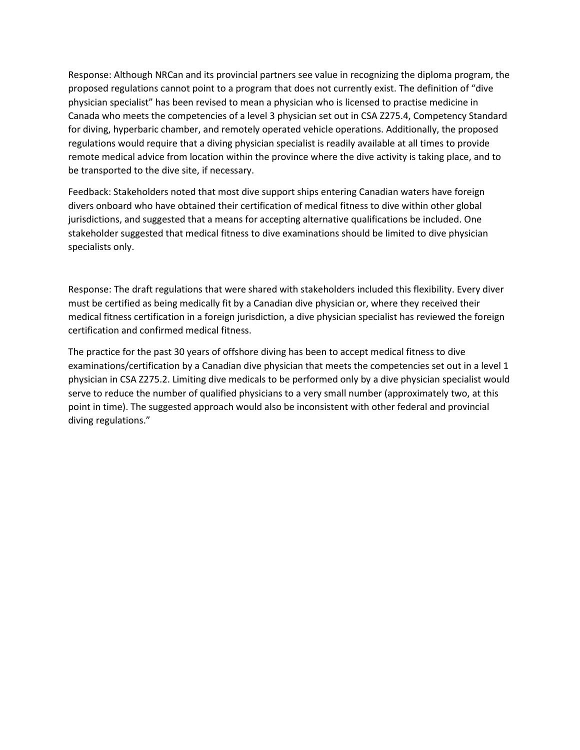Response: Although NRCan and its provincial partners see value in recognizing the diploma program, the proposed regulations cannot point to a program that does not currently exist. The definition of "dive physician specialist" has been revised to mean a physician who is licensed to practise medicine in Canada who meets the competencies of a level 3 physician set out in CSA Z275.4, Competency Standard for diving, hyperbaric chamber, and remotely operated vehicle operations. Additionally, the proposed regulations would require that a diving physician specialist is readily available at all times to provide remote medical advice from location within the province where the dive activity is taking place, and to be transported to the dive site, if necessary.

Feedback: Stakeholders noted that most dive support ships entering Canadian waters have foreign divers onboard who have obtained their certification of medical fitness to dive within other global jurisdictions, and suggested that a means for accepting alternative qualifications be included. One stakeholder suggested that medical fitness to dive examinations should be limited to dive physician specialists only.

Response: The draft regulations that were shared with stakeholders included this flexibility. Every diver must be certified as being medically fit by a Canadian dive physician or, where they received their medical fitness certification in a foreign jurisdiction, a dive physician specialist has reviewed the foreign certification and confirmed medical fitness.

The practice for the past 30 years of offshore diving has been to accept medical fitness to dive examinations/certification by a Canadian dive physician that meets the competencies set out in a level 1 physician in CSA Z275.2. Limiting dive medicals to be performed only by a dive physician specialist would serve to reduce the number of qualified physicians to a very small number (approximately two, at this point in time). The suggested approach would also be inconsistent with other federal and provincial diving regulations."